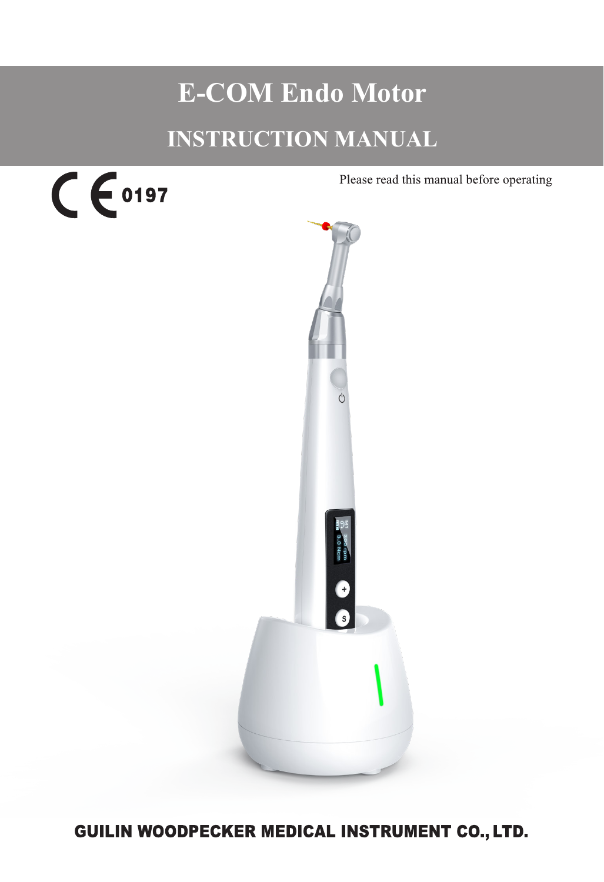# E-COM Endo Motor

## INSTRUCTION MANUAL

CE 0197

Please read this manual before operating

**GUILIN WOODPECKER MEDICAL INSTRUMENT CO., LTD.**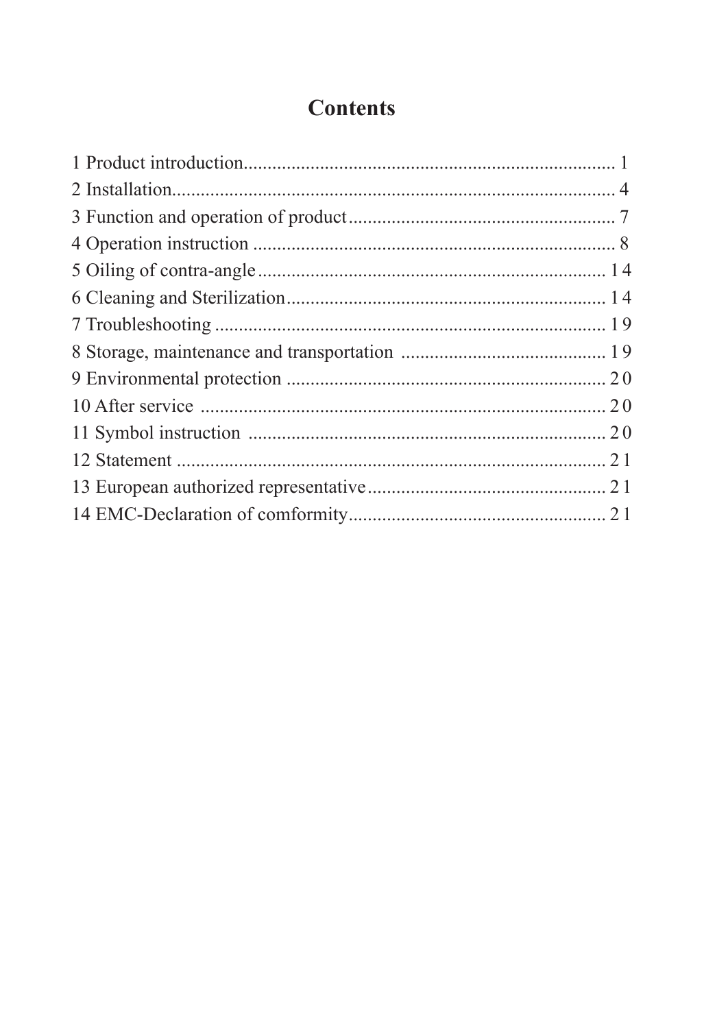# Contents

1 Product introduction............................................................................. 1
2 Installation............................................................................................. 4
3 Function and operation of product........................................................ 7
4 Operation instruction ............................................................................ 8
5 Oiling of contra-angle .......................................................................... 14
6 Cleaning and Sterilization.................................................................... 14
7 Troubleshooting ................................................................................... 19
8 Storage, maintenance and transportation ............................................ 19
9 Environmental protection .................................................................... 20
10 After service ...................................................................................... 20
11 Symbol instruction ............................................................................ 20
12 Statement ........................................................................................... 21
13 European authorized representative................................................... 21
14 EMC-Declaration of comformity....................................................... 21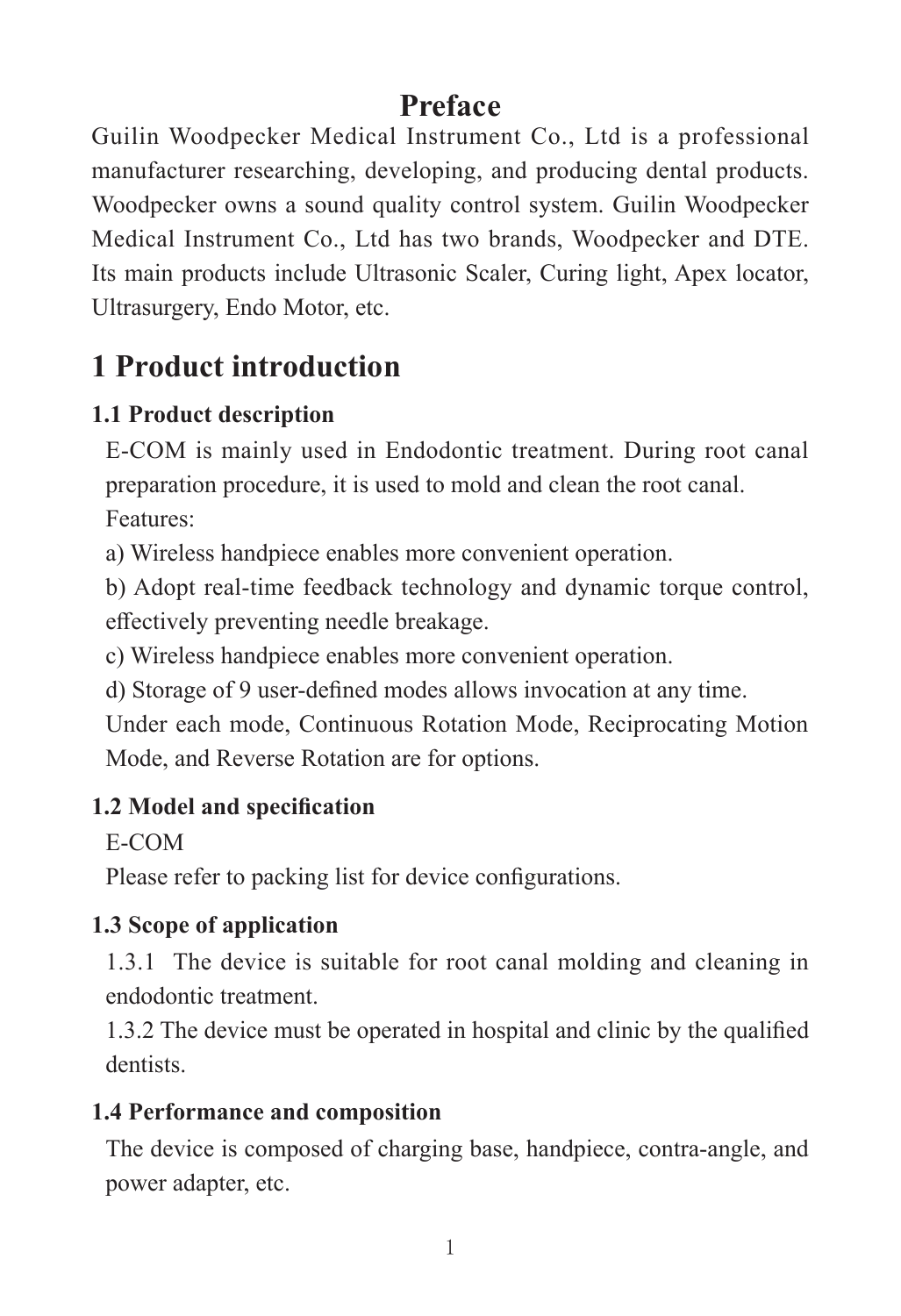# Preface

Guilin Woodpecker Medical Instrument Co., Ltd is a professional manufacturer researching, developing, and producing dental products. Woodpecker owns a sound quality control system. Guilin Woodpecker Medical Instrument Co., Ltd has two brands, Woodpecker and DTE. Its main products include Ultrasonic Scaler, Curing light, Apex locator, Ultrasurgery, Endo Motor, etc.

# 1 Product introduction

## 1.1 Product description

E-COM is mainly used in Endodontic treatment. During root canal preparation procedure, it is used to mold and clean the root canal.

Features:

a) Wireless handpiece enables more convenient operation.

b) Adopt real-time feedback technology and dynamic torque control, effectively preventing needle breakage.

c) Wireless handpiece enables more convenient operation.

d) Storage of 9 user-defined modes allows invocation at any time.

Under each mode, Continuous Rotation Mode, Reciprocating Motion Mode, and Reverse Rotation are for options.

## 1.2 Model and specification

E-COM

Please refer to packing list for device configurations.

## 1.3 Scope of application

1.3.1 The device is suitable for root canal molding and cleaning in endodontic treatment.

1.3.2 The device must be operated in hospital and clinic by the qualified dentists.

## 1.4 Performance and composition

The device is composed of charging base, handpiece, contra-angle, and power adapter, etc.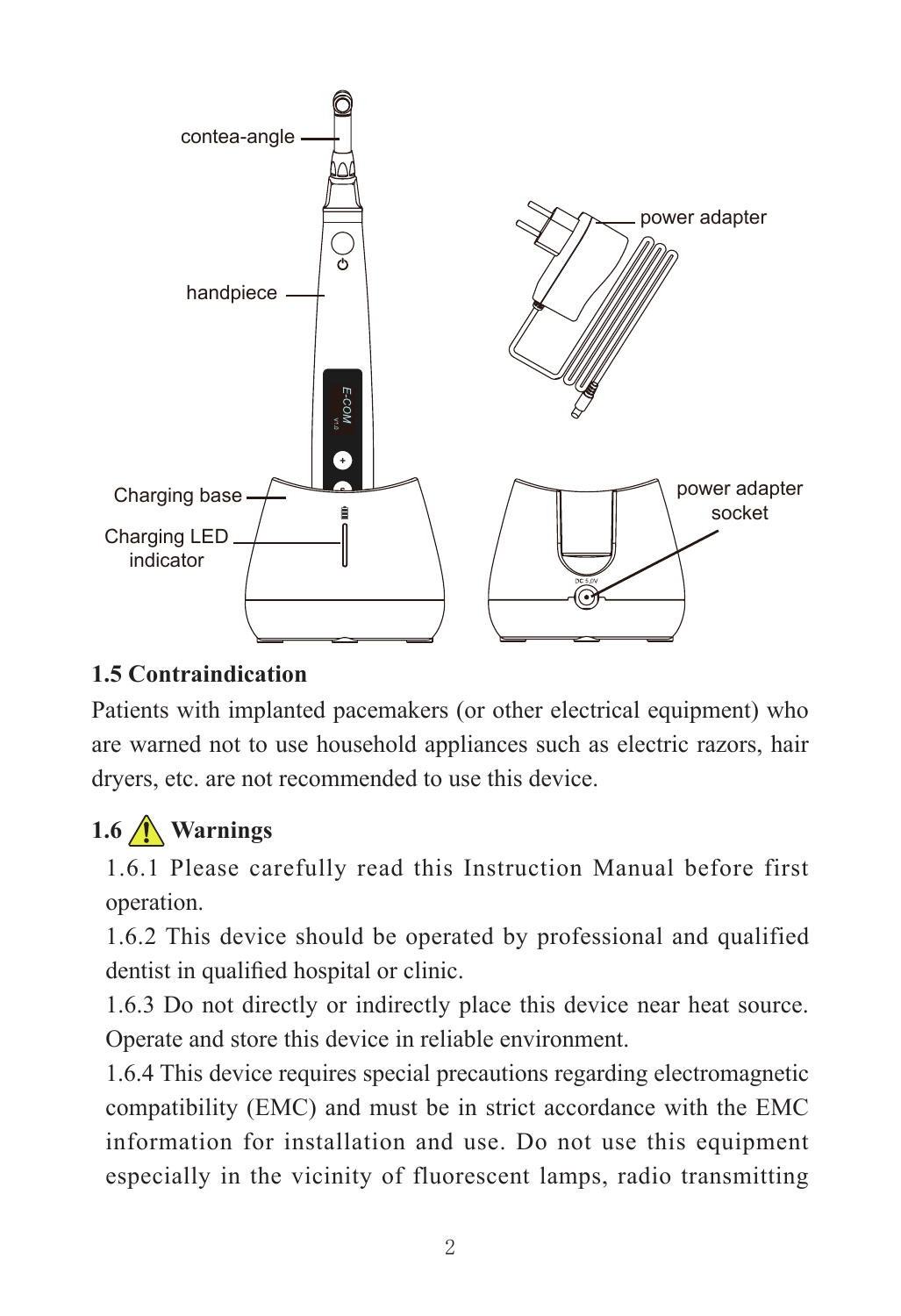contea-angle

handpiece

Charging base

Charging LED indicator

power adapter

power adapter socket

### 1.5 Contraindication

Patients with implanted pacemakers (or other electrical equipment) who are warned not to use household appliances such as electric razors, hair dryers, etc. are not recommended to use this device.

### 1.6 ⚠ Warnings

1.6.1 Please carefully read this Instruction Manual before first operation.

1.6.2 This device should be operated by professional and qualified dentist in qualified hospital or clinic.

1.6.3 Do not directly or indirectly place this device near heat source. Operate and store this device in reliable environment.

1.6.4 This device requires special precautions regarding electromagnetic compatibility (EMC) and must be in strict accordance with the EMC information for installation and use. Do not use this equipment especially in the vicinity of fluorescent lamps, radio transmitting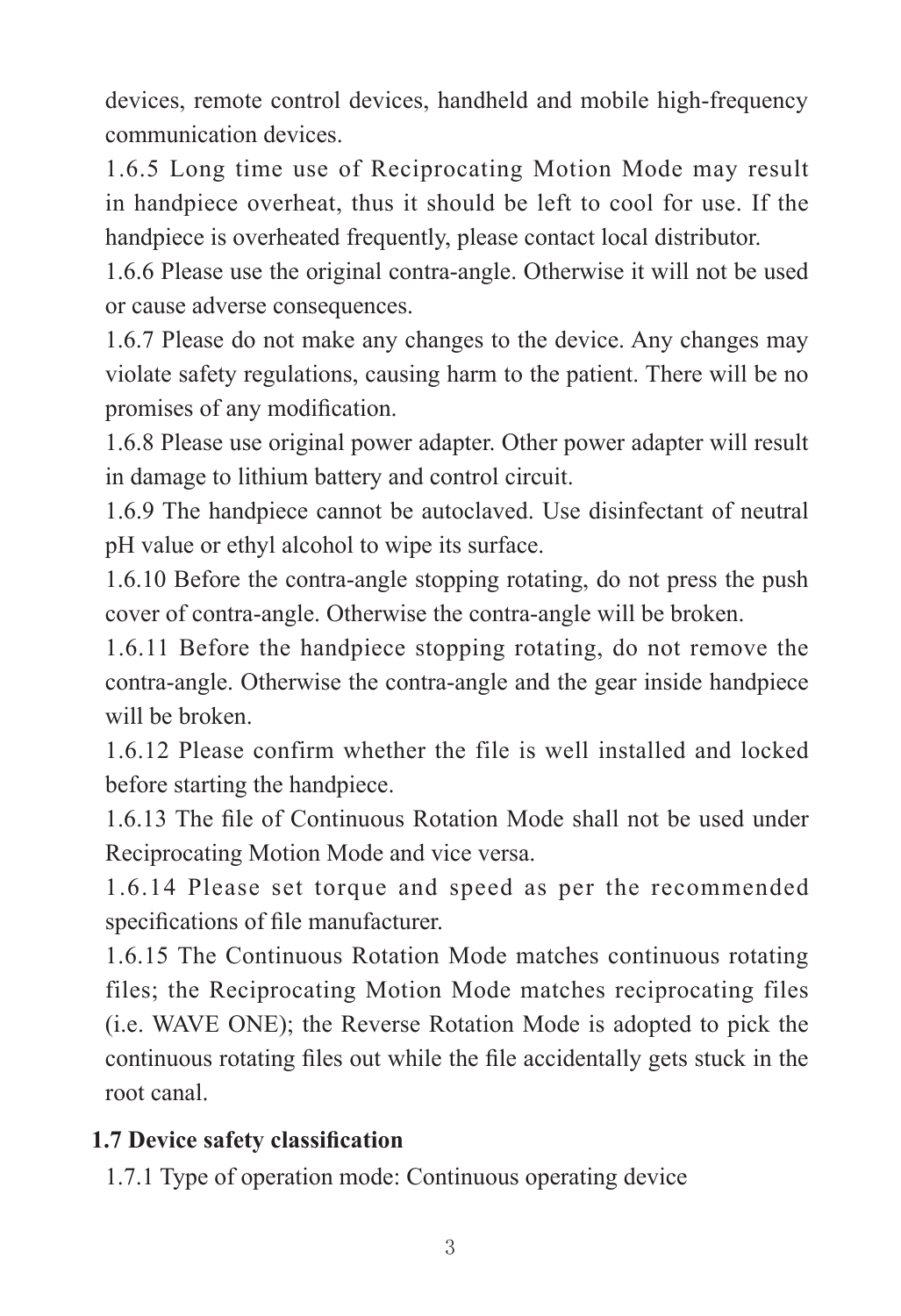devices, remote control devices, handheld and mobile high-frequency communication devices.

1.6.5 Long time use of Reciprocating Motion Mode may result in handpiece overheat, thus it should be left to cool for use. If the handpiece is overheated frequently, please contact local distributor.

1.6.6 Please use the original contra-angle. Otherwise it will not be used or cause adverse consequences.

1.6.7 Please do not make any changes to the device. Any changes may violate safety regulations, causing harm to the patient. There will be no promises of any modification.

1.6.8 Please use original power adapter. Other power adapter will result in damage to lithium battery and control circuit.

1.6.9 The handpiece cannot be autoclaved. Use disinfectant of neutral pH value or ethyl alcohol to wipe its surface.

1.6.10 Before the contra-angle stopping rotating, do not press the push cover of contra-angle. Otherwise the contra-angle will be broken.

1.6.11 Before the handpiece stopping rotating, do not remove the contra-angle. Otherwise the contra-angle and the gear inside handpiece will be broken.

1.6.12 Please confirm whether the file is well installed and locked before starting the handpiece.

1.6.13 The file of Continuous Rotation Mode shall not be used under Reciprocating Motion Mode and vice versa.

1.6.14 Please set torque and speed as per the recommended specifications of file manufacturer.

1.6.15 The Continuous Rotation Mode matches continuous rotating files; the Reciprocating Motion Mode matches reciprocating files (i.e. WAVE ONE); the Reverse Rotation Mode is adopted to pick the continuous rotating files out while the file accidentally gets stuck in the root canal.

## 1.7 Device safety classification

1.7.1 Type of operation mode: Continuous operating device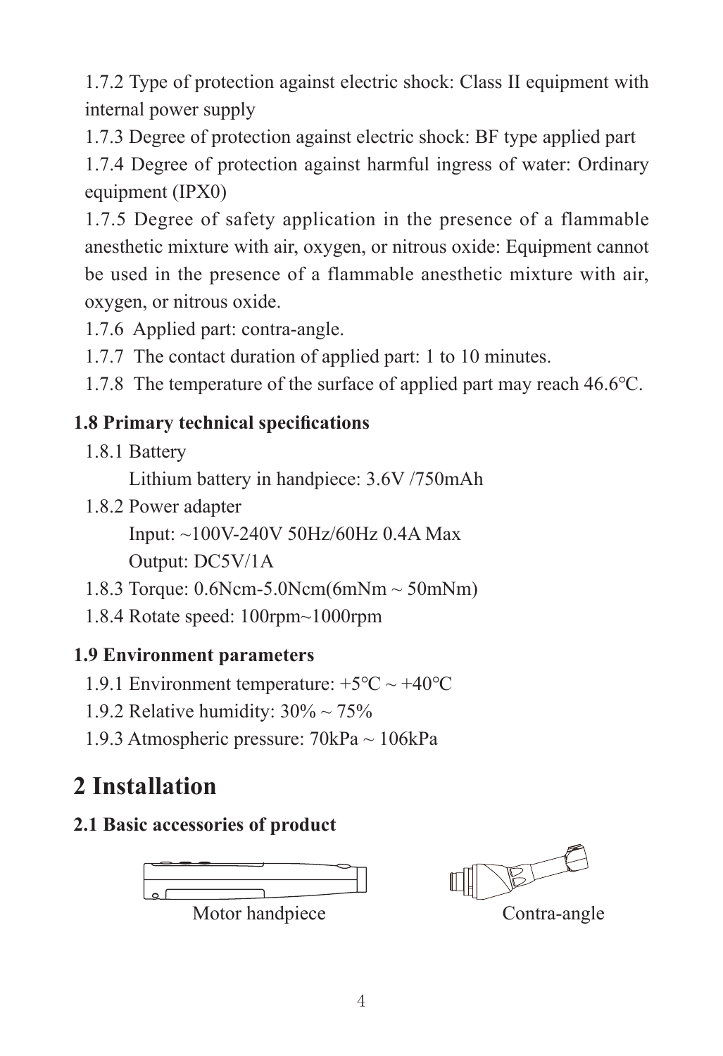1.7.2 Type of protection against electric shock: Class II equipment with internal power supply

1.7.3 Degree of protection against electric shock: BF type applied part

1.7.4 Degree of protection against harmful ingress of water: Ordinary equipment (IPX0)

1.7.5 Degree of safety application in the presence of a flammable anesthetic mixture with air, oxygen, or nitrous oxide: Equipment cannot be used in the presence of a flammable anesthetic mixture with air, oxygen, or nitrous oxide.

1.7.6 Applied part: contra-angle.

1.7.7 The contact duration of applied part: 1 to 10 minutes.

1.7.8 The temperature of the surface of applied part may reach 46.6℃.

### 1.8 Primary technical specifications

1.8.1 Battery

Lithium battery in handpiece: 3.6V /750mAh

1.8.2 Power adapter

Input: ~100V-240V 50Hz/60Hz 0.4A Max

Output: DC5V/1A

1.8.3 Torque: 0.6Ncm-5.0Ncm(6mNm ~ 50mNm)

1.8.4 Rotate speed: 100rpm~1000rpm

### 1.9 Environment parameters

1.9.1 Environment temperature: +5℃ ~ +40℃

1.9.2 Relative humidity: 30% ~ 75%

1.9.3 Atmospheric pressure: 70kPa ~ 106kPa

# 2 Installation

### 2.1 Basic accessories of product

Motor handpiece

Contra-angle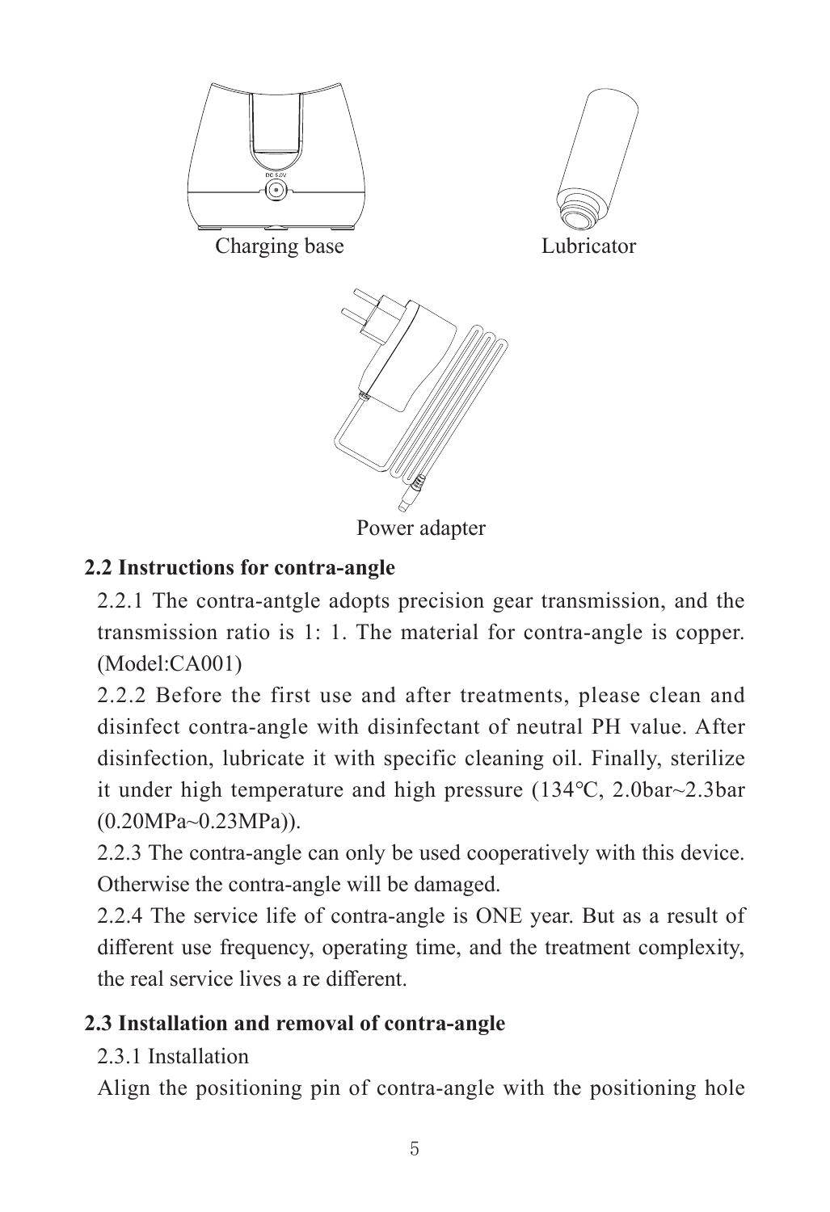Charging base

Lubricator

Power adapter

## 2.2 Instructions for contra-angle

2.2.1 The contra-antgle adopts precision gear transmission, and the transmission ratio is 1: 1. The material for contra-angle is copper. (Model:CA001)

2.2.2 Before the first use and after treatments, please clean and disinfect contra-angle with disinfectant of neutral PH value. After disinfection, lubricate it with specific cleaning oil. Finally, sterilize it under high temperature and high pressure (134℃, 2.0bar~2.3bar (0.20MPa~0.23MPa)).

2.2.3 The contra-angle can only be used cooperatively with this device. Otherwise the contra-angle will be damaged.

2.2.4 The service life of contra-angle is ONE year. But as a result of different use frequency, operating time, and the treatment complexity, the real service lives a re different.

## 2.3 Installation and removal of contra-angle

2.3.1 Installation

Align the positioning pin of contra-angle with the positioning hole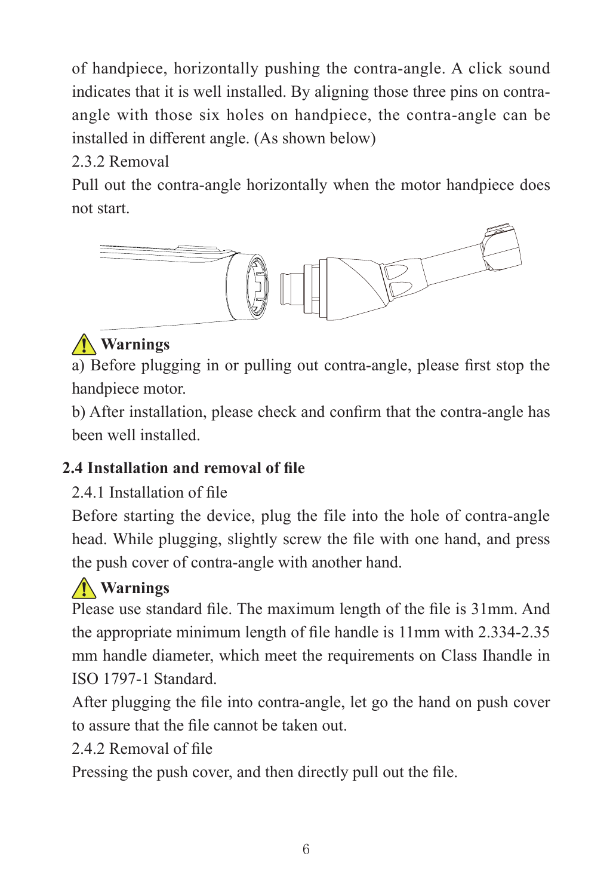of handpiece, horizontally pushing the contra-angle. A click sound indicates that it is well installed. By aligning those three pins on contra-angle with those six holes on handpiece, the contra-angle can be installed in different angle. (As shown below)

2.3.2 Removal

Pull out the contra-angle horizontally when the motor handpiece does not start.

⚠ **Warnings**

a) Before plugging in or pulling out contra-angle, please first stop the handpiece motor.

b) After installation, please check and confirm that the contra-angle has been well installed.

### 2.4 Installation and removal of file

2.4.1 Installation of file

Before starting the device, plug the file into the hole of contra-angle head. While plugging, slightly screw the file with one hand, and press the push cover of contra-angle with another hand.

⚠ **Warnings**

Please use standard file. The maximum length of the file is 31mm. And the appropriate minimum length of file handle is 11mm with 2.334-2.35 mm handle diameter, which meet the requirements on Class Ihandle in ISO 1797-1 Standard.

After plugging the file into contra-angle, let go the hand on push cover to assure that the file cannot be taken out.

2.4.2 Removal of file

Pressing the push cover, and then directly pull out the file.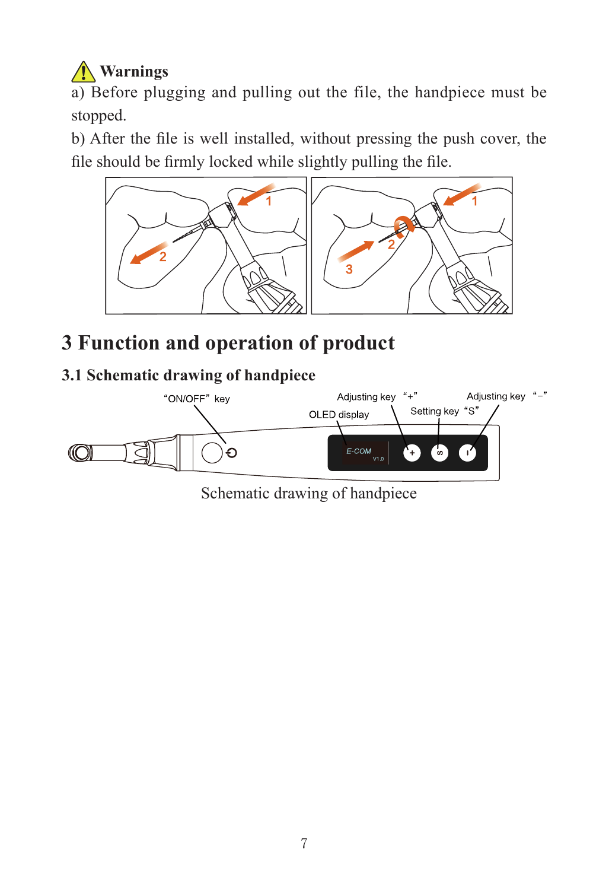⚠ **Warnings**

a) Before plugging and pulling out the file, the handpiece must be stopped.

b) After the file is well installed, without pressing the push cover, the file should be firmly locked while slightly pulling the file.

# 3 Function and operation of product

## 3.1 Schematic drawing of handpiece

"ON/OFF" key | OLED display | Adjusting key "+" | Setting key "S" | Adjusting key "–"

Schematic drawing of handpiece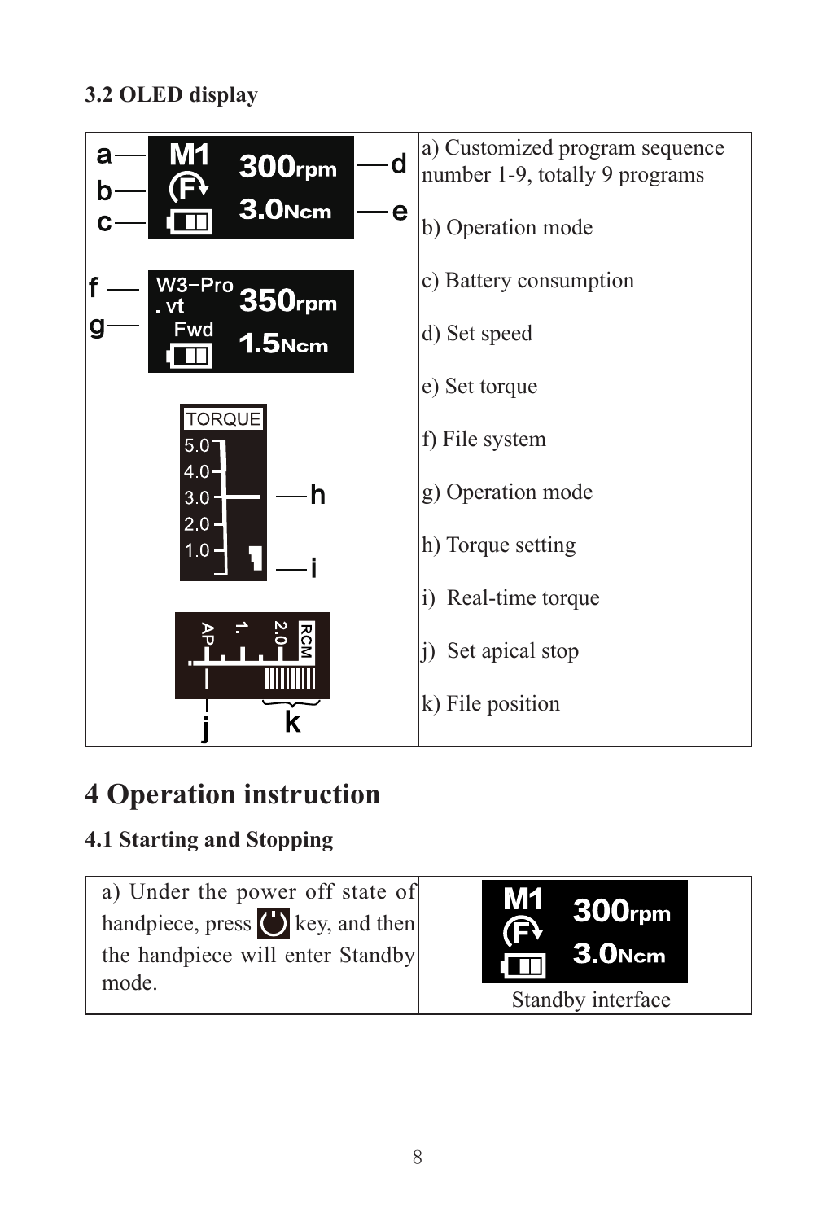### 3.2 OLED display

| | |
|---|---|
| | a) Customized program sequence number 1-9, totally 9 programs<br><br>b) Operation mode<br><br>c) Battery consumption<br><br>d) Set speed<br><br>e) Set torque<br><br>f) File system<br><br>g) Operation mode<br><br>h) Torque setting<br><br>i) Real-time torque<br><br>j) Set apical stop<br><br>k) File position |

# 4 Operation instruction

### 4.1 Starting and Stopping

| | |
|---|---|
| a) Under the power off state of handpiece, press key, and then the handpiece will enter Standby mode. | Standby interface |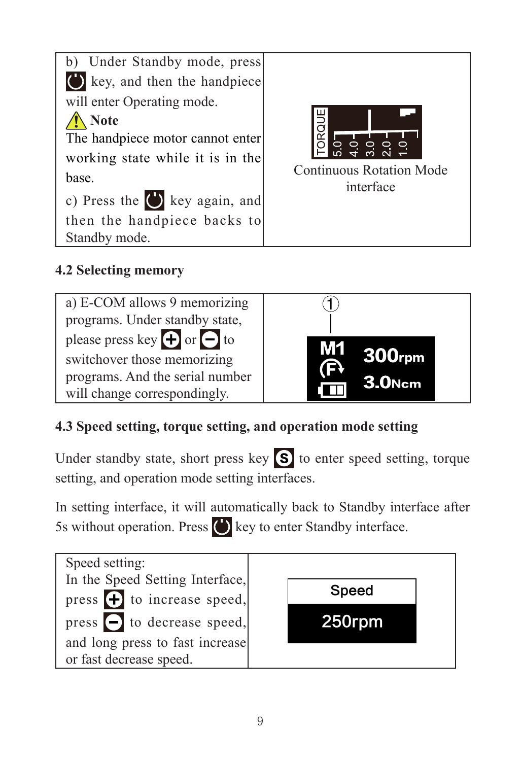| b) Under Standby mode, press key, and then the handpiece will enter Operating mode.<br>⚠ **Note**<br>The handpiece motor cannot enter working state while it is in the base.<br>c) Press the key again, and then the handpiece backs to Standby mode. | TORQUE 5.0 4.0 3.0 2.0 1.0<br>Continuous Rotation Mode interface |
|---|---|

### 4.2 Selecting memory

| a) E-COM allows 9 memorizing programs. Under standby state, please press key + or − to switchover those memorizing programs. And the serial number will change correspondingly. | ① M1 300rpm 3.0Ncm |
|---|---|

### 4.3 Speed setting, torque setting, and operation mode setting

Under standby state, short press key S to enter speed setting, torque setting, and operation mode setting interfaces.

In setting interface, it will automatically back to Standby interface after 5s without operation. Press key to enter Standby interface.

| Speed setting:<br>In the Speed Setting Interface, press + to increase speed, press − to decrease speed, and long press to fast increase or fast decrease speed. | Speed<br>250rpm |
|---|---|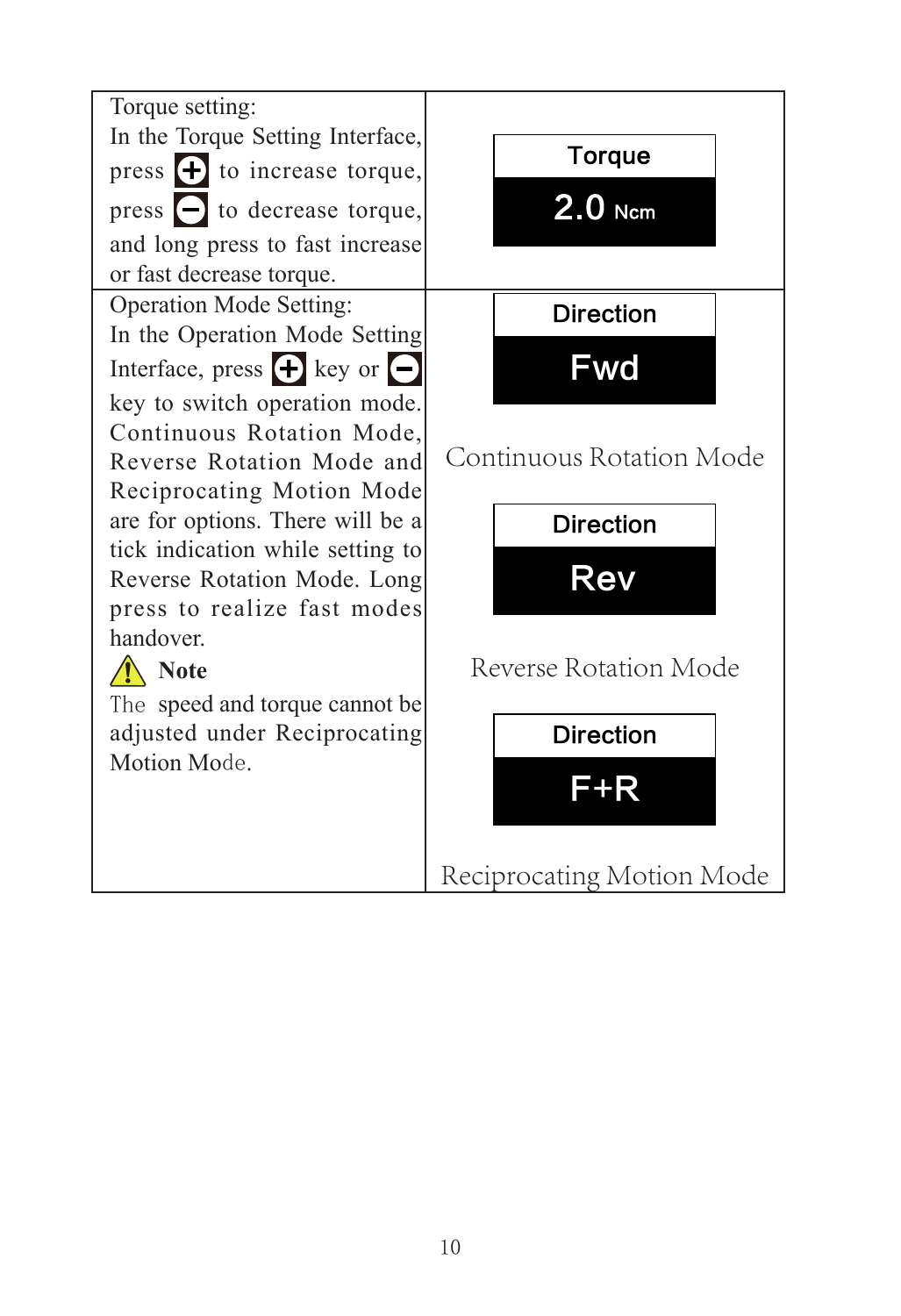| | |
|---|---|
| Torque setting:<br>In the Torque Setting Interface, press ⊕ to increase torque, press ⊖ to decrease torque, and long press to fast increase or fast decrease torque. | Torque<br>2.0 Ncm |
| Operation Mode Setting:<br>In the Operation Mode Setting Interface, press ⊕ key or ⊖ key to switch operation mode. Continuous Rotation Mode, Reverse Rotation Mode and Reciprocating Motion Mode are for options. There will be a tick indication while setting to Reverse Rotation Mode. Long press to realize fast modes handover.<br>⚠ **Note**<br>The speed and torque cannot be adjusted under Reciprocating Motion Mode. | Direction<br>Fwd<br>Continuous Rotation Mode<br><br>Direction<br>Rev<br>Reverse Rotation Mode<br><br>Direction<br>F+R<br>Reciprocating Motion Mode |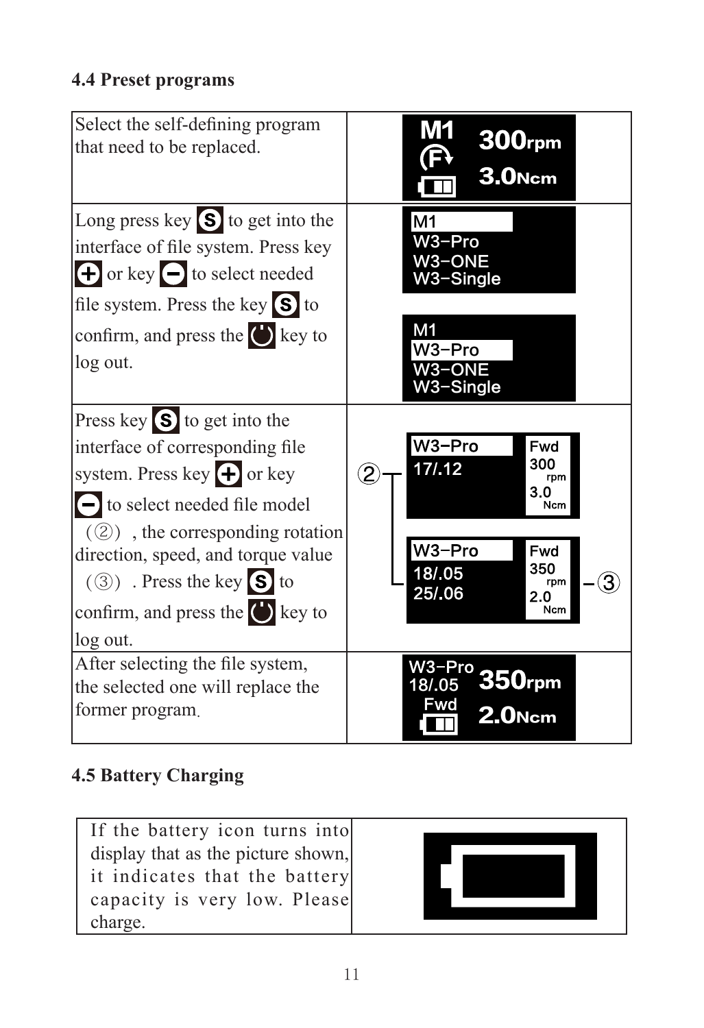### 4.4 Preset programs

| | |
|---|---|
| Select the self-defining program that need to be replaced. | M1 300rpm 3.0Ncm |
| Long press key S to get into the interface of file system. Press key + or key − to select needed file system. Press the key S to confirm, and press the ⏻ key to log out. | M1 W3-Pro W3-ONE W3-Single |
| Press key S to get into the interface of corresponding file system. Press key + or key − to select needed file model (②) , the corresponding rotation direction, speed, and torque value (③) . Press the key S to confirm, and press the ⏻ key to log out. | W3-Pro 17/.12 Fwd 300 rpm 3.0 Ncm / W3-Pro 18/.05 25/.06 Fwd 350 rpm 2.0 Ncm |
| After selecting the file system, the selected one will replace the former program. | W3-Pro 18/.05 Fwd 350rpm 2.0Ncm |

### 4.5 Battery Charging

| | |
|---|---|
| If the battery icon turns into display that as the picture shown, it indicates that the battery capacity is very low. Please charge. | |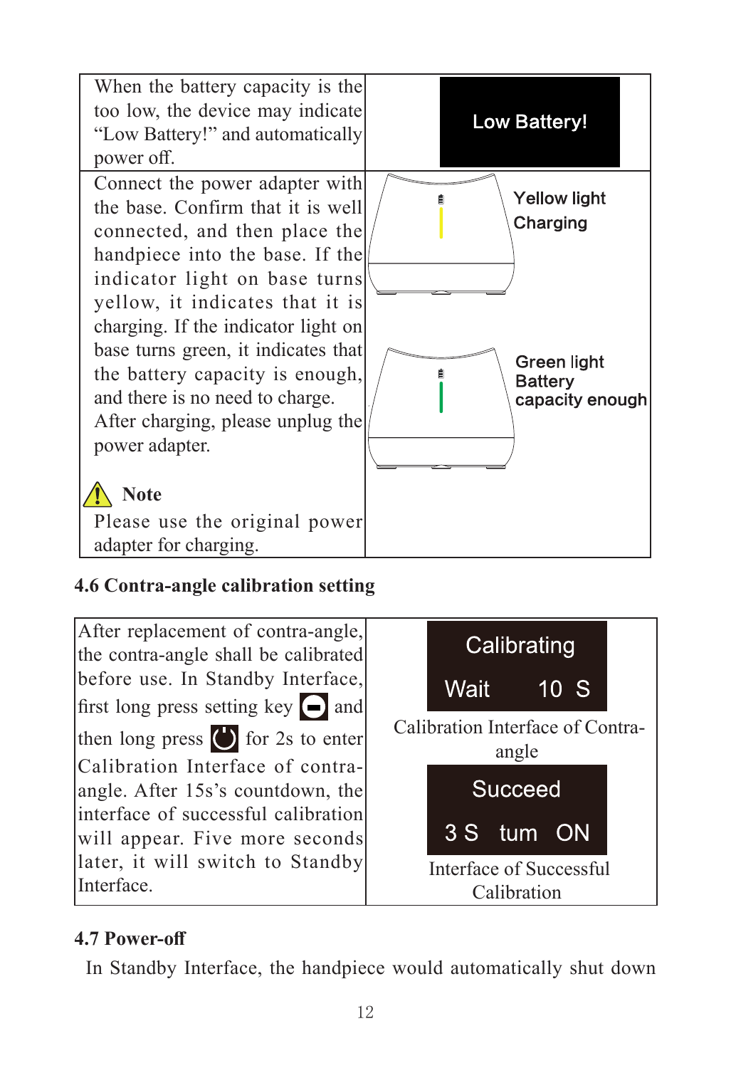| | |
|---|---|
| When the battery capacity is the too low, the device may indicate "Low Battery!" and automatically power off. | Low Battery! |
| Connect the power adapter with the base. Confirm that it is well connected, and then place the handpiece into the base. If the indicator light on base turns yellow, it indicates that it is charging. If the indicator light on base turns green, it indicates that the battery capacity is enough, and there is no need to charge. After charging, please unplug the power adapter. <br><br> ⚠ **Note** <br> Please use the original power adapter for charging. | Yellow light Charging <br><br> Green light Battery capacity enough |

### 4.6 Contra-angle calibration setting

| | |
|---|---|
| After replacement of contra-angle, the contra-angle shall be calibrated before use. In Standby Interface, first long press setting key ⊖ and then long press ⏻ for 2s to enter Calibration Interface of contra-angle. After 15s's countdown, the interface of successful calibration will appear. Five more seconds later, it will switch to Standby Interface. | Calibrating <br> Wait 10 S <br> Calibration Interface of Contra-angle <br><br> Succeed <br> 3 S tum ON <br> Interface of Successful Calibration |

### 4.7 Power-off

In Standby Interface, the handpiece would automatically shut down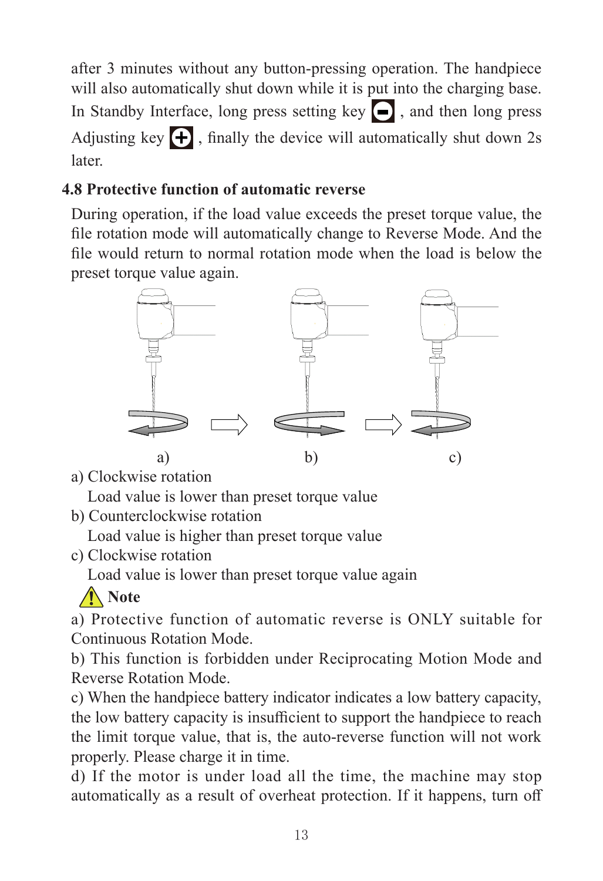after 3 minutes without any button-pressing operation. The handpiece will also automatically shut down while it is put into the charging base. In Standby Interface, long press setting key ⊖ , and then long press Adjusting key ⊕ , finally the device will automatically shut down 2s later.

### 4.8 Protective function of automatic reverse

During operation, if the load value exceeds the preset torque value, the file rotation mode will automatically change to Reverse Mode. And the file would return to normal rotation mode when the load is below the preset torque value again.

a) b) c)

a) Clockwise rotation
   Load value is lower than preset torque value

b) Counterclockwise rotation
   Load value is higher than preset torque value

c) Clockwise rotation
   Load value is lower than preset torque value again

⚠ **Note**

a) Protective function of automatic reverse is ONLY suitable for Continuous Rotation Mode.

b) This function is forbidden under Reciprocating Motion Mode and Reverse Rotation Mode.

c) When the handpiece battery indicator indicates a low battery capacity, the low battery capacity is insufficient to support the handpiece to reach the limit torque value, that is, the auto-reverse function will not work properly. Please charge it in time.

d) If the motor is under load all the time, the machine may stop automatically as a result of overheat protection. If it happens, turn off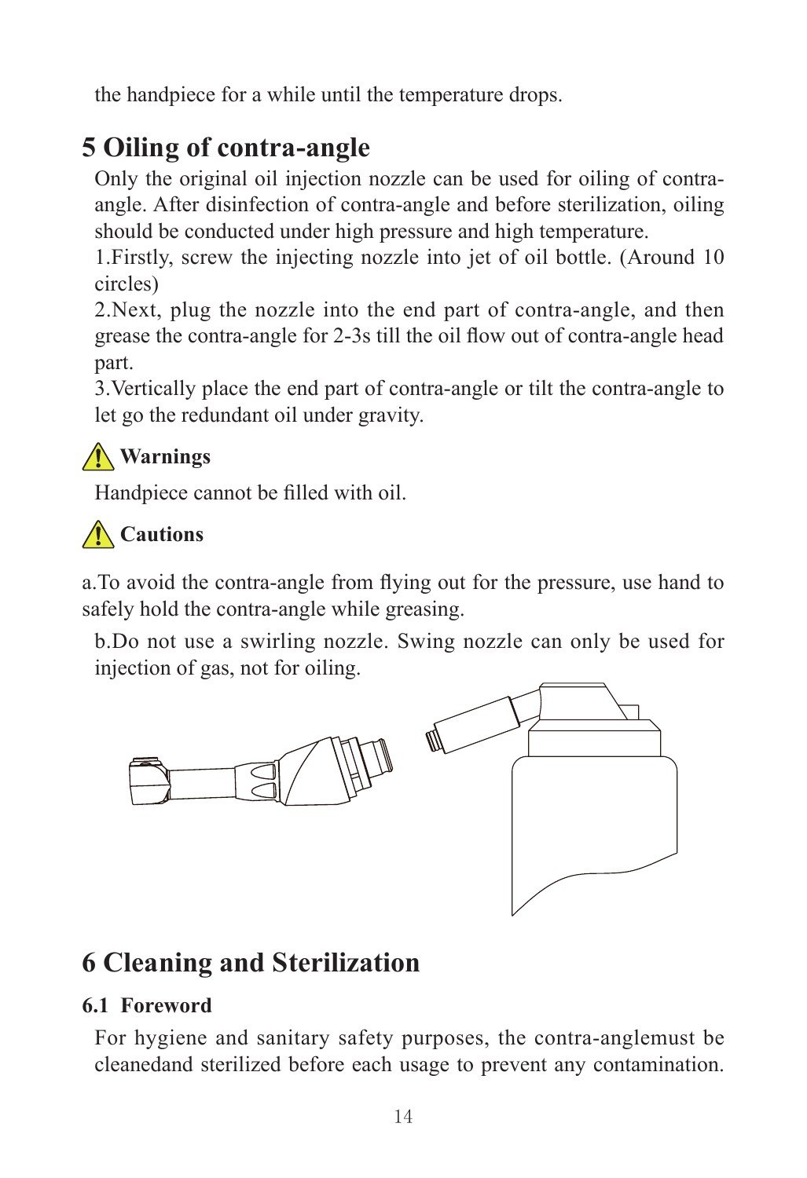the handpiece for a while until the temperature drops.

# 5 Oiling of contra-angle

Only the original oil injection nozzle can be used for oiling of contra-angle. After disinfection of contra-angle and before sterilization, oiling should be conducted under high pressure and high temperature.

1.Firstly, screw the injecting nozzle into jet of oil bottle. (Around 10 circles)

2.Next, plug the nozzle into the end part of contra-angle, and then grease the contra-angle for 2-3s till the oil flow out of contra-angle head part.

3.Vertically place the end part of contra-angle or tilt the contra-angle to let go the redundant oil under gravity.

**⚠ Warnings**

Handpiece cannot be filled with oil.

**⚠ Cautions**

a.To avoid the contra-angle from flying out for the pressure, use hand to safely hold the contra-angle while greasing.

b.Do not use a swirling nozzle. Swing nozzle can only be used for injection of gas, not for oiling.

# 6 Cleaning and Sterilization

## 6.1 Foreword

For hygiene and sanitary safety purposes, the contra-anglemust be cleanedand sterilized before each usage to prevent any contamination.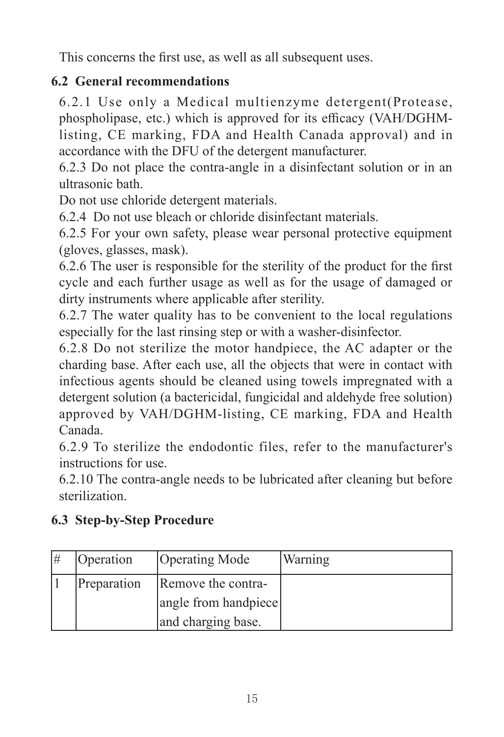This concerns the first use, as well as all subsequent uses.

## 6.2 General recommendations

6.2.1 Use only a Medical multienzyme detergent(Protease, phospholipase, etc.) which is approved for its efficacy (VAH/DGHM-listing, CE marking, FDA and Health Canada approval) and in accordance with the DFU of the detergent manufacturer.

6.2.3 Do not place the contra-angle in a disinfectant solution or in an ultrasonic bath.

Do not use chloride detergent materials.

6.2.4 Do not use bleach or chloride disinfectant materials.

6.2.5 For your own safety, please wear personal protective equipment (gloves, glasses, mask).

6.2.6 The user is responsible for the sterility of the product for the first cycle and each further usage as well as for the usage of damaged or dirty instruments where applicable after sterility.

6.2.7 The water quality has to be convenient to the local regulations especially for the last rinsing step or with a washer-disinfector.

6.2.8 Do not sterilize the motor handpiece, the AC adapter or the charding base. After each use, all the objects that were in contact with infectious agents should be cleaned using towels impregnated with a detergent solution (a bactericidal, fungicidal and aldehyde free solution) approved by VAH/DGHM-listing, CE marking, FDA and Health Canada.

6.2.9 To sterilize the endodontic files, refer to the manufacturer's instructions for use.

6.2.10 The contra-angle needs to be lubricated after cleaning but before sterilization.

## 6.3 Step-by-Step Procedure

| # | Operation | Operating Mode | Warning |
|---|---|---|---|
| 1 | Preparation | Remove the contra-angle from handpiece and charging base. | |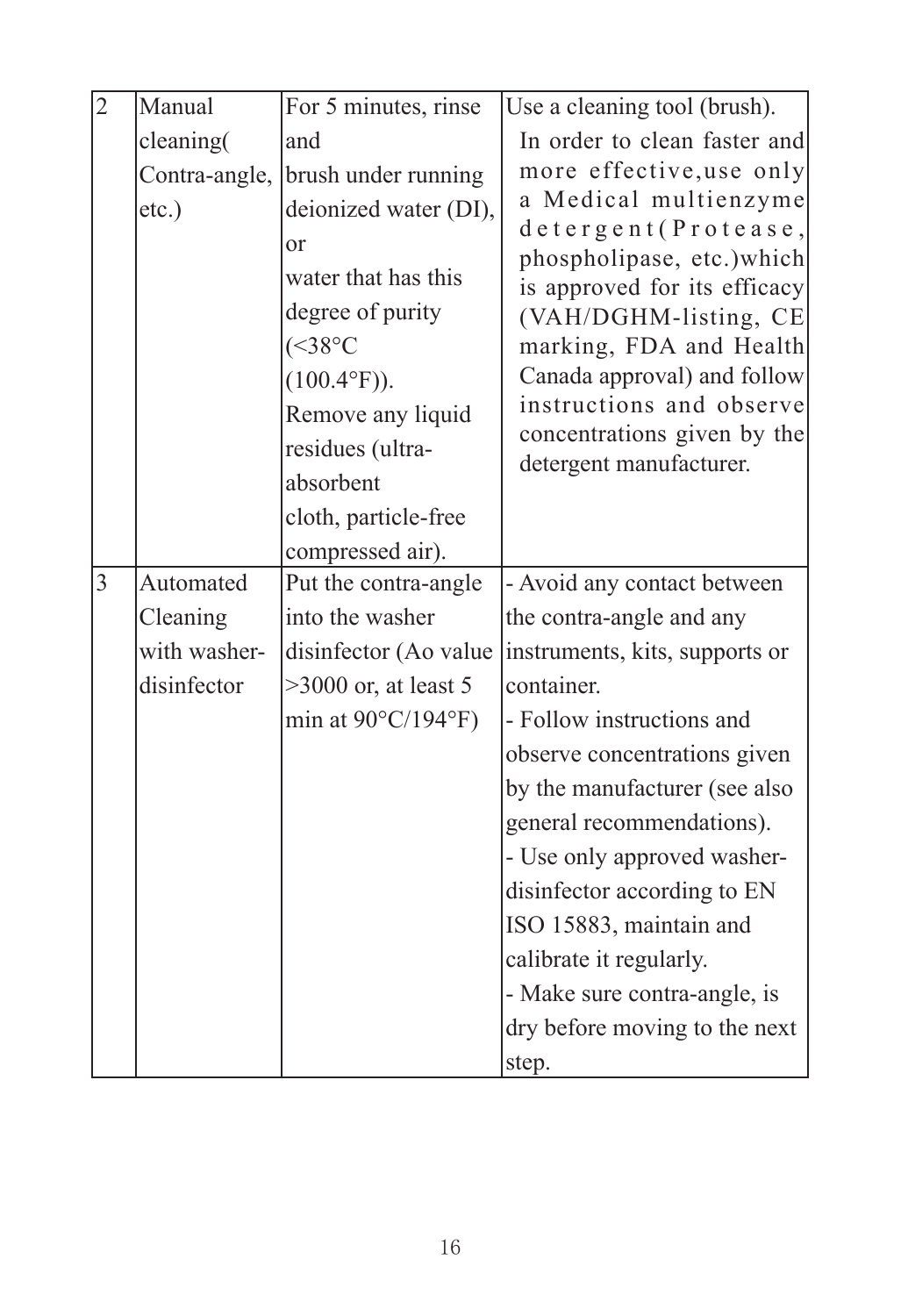| 2 | Manual cleaning( Contra-angle, etc.) | For 5 minutes, rinse and brush under running deionized water (DI), or water that has this degree of purity (<38°C (100.4°F)). Remove any liquid residues (ultra-absorbent cloth, particle-free compressed air). | Use a cleaning tool (brush). In order to clean faster and more effective,use only a Medical multienzyme detergent(Protease, phospholipase, etc.)which is approved for its efficacy (VAH/DGHM-listing, CE marking, FDA and Health Canada approval) and follow instructions and observe concentrations given by the detergent manufacturer. |
|---|---|---|---|
| 3 | Automated Cleaning with washer-disinfector | Put the contra-angle into the washer disinfector (Ao value >3000 or, at least 5 min at 90°C/194°F) | - Avoid any contact between the contra-angle and any instruments, kits, supports or container.<br>- Follow instructions and observe concentrations given by the manufacturer (see also general recommendations).<br>- Use only approved washer-disinfector according to EN ISO 15883, maintain and calibrate it regularly.<br>- Make sure contra-angle, is dry before moving to the next step. |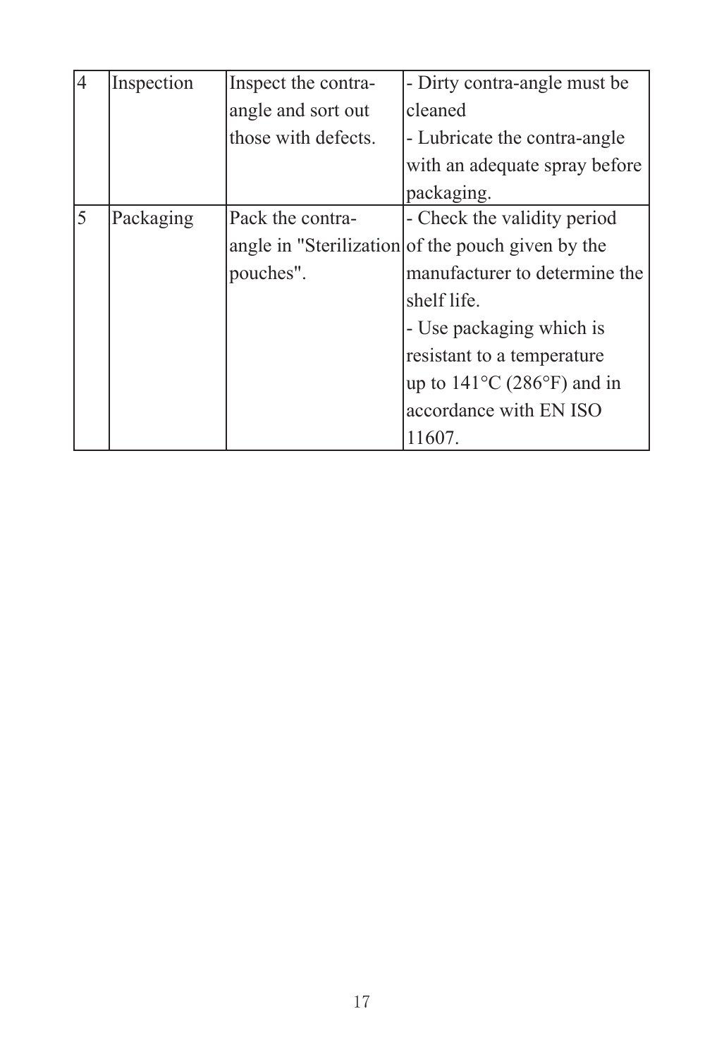| 4 | Inspection | Inspect the contra-angle and sort out those with defects. | - Dirty contra-angle must be cleaned<br>- Lubricate the contra-angle with an adequate spray before packaging. |
|---|---|---|---|
| 5 | Packaging | Pack the contra-angle in "Sterilization pouches". | - Check the validity period of the pouch given by the manufacturer to determine the shelf life.<br>- Use packaging which is resistant to a temperature up to 141°C (286°F) and in accordance with EN ISO 11607. |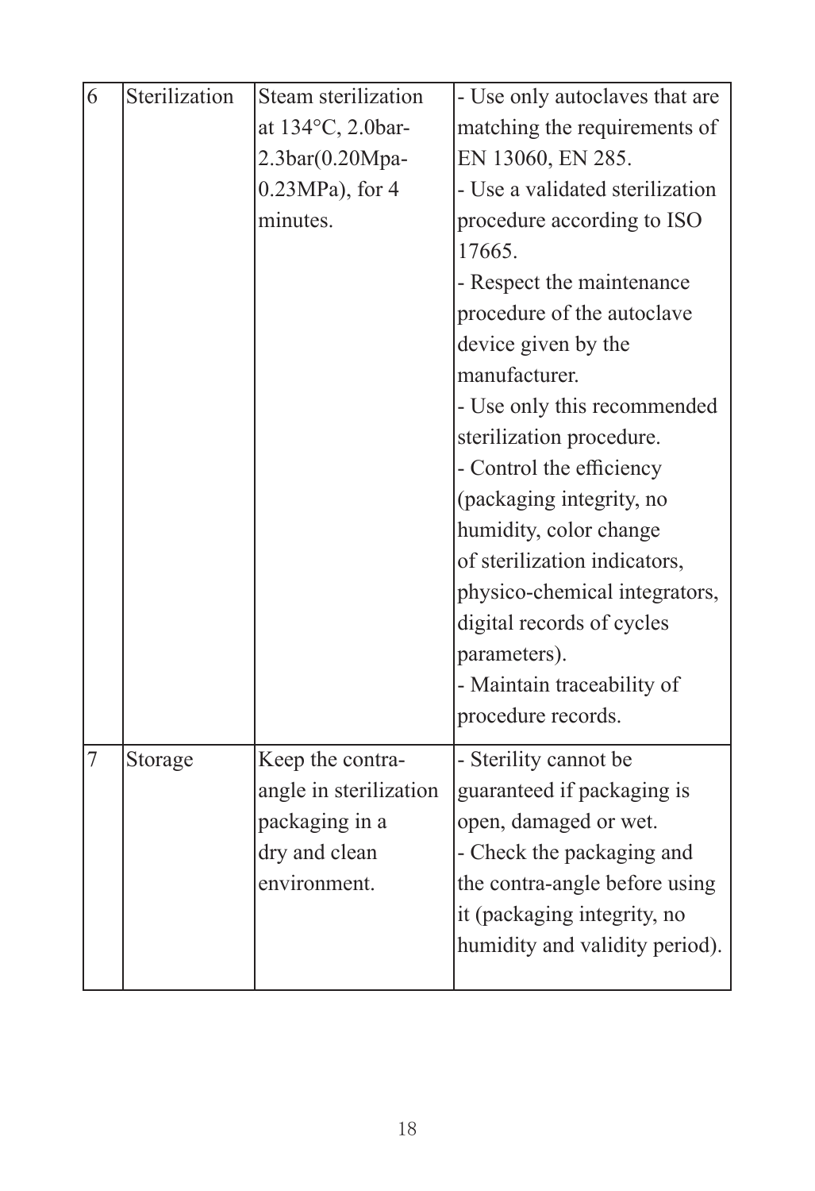| | | | |
|---|---|---|---|
| 6 | Sterilization | Steam sterilization at 134°C, 2.0bar-2.3bar(0.20Mpa-0.23MPa), for 4 minutes. | - Use only autoclaves that are matching the requirements of EN 13060, EN 285.<br>- Use a validated sterilization procedure according to ISO 17665.<br>- Respect the maintenance procedure of the autoclave device given by the manufacturer.<br>- Use only this recommended sterilization procedure.<br>- Control the efficiency (packaging integrity, no humidity, color change of sterilization indicators, physico-chemical integrators, digital records of cycles parameters).<br>- Maintain traceability of procedure records. |
| 7 | Storage | Keep the contra-angle in sterilization packaging in a dry and clean environment. | - Sterility cannot be guaranteed if packaging is open, damaged or wet.<br>- Check the packaging and the contra-angle before using it (packaging integrity, no humidity and validity period). |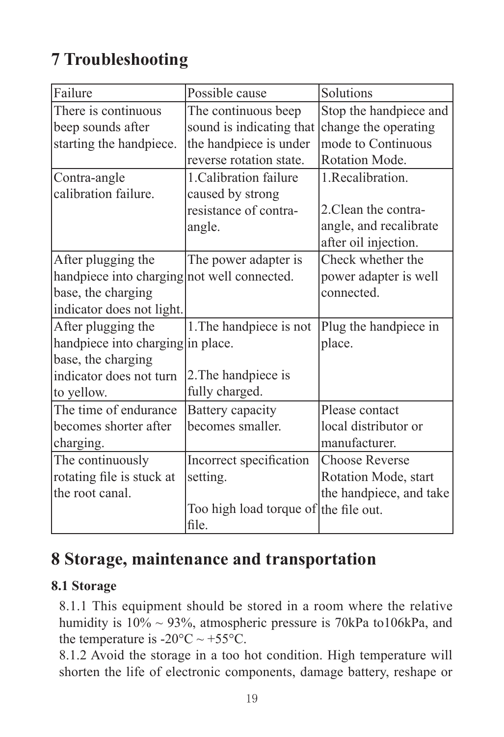# 7 Troubleshooting

| Failure | Possible cause | Solutions |
|---|---|---|
| There is continuous beep sounds after starting the handpiece. | The continuous beep sound is indicating that the handpiece is under reverse rotation state. | Stop the handpiece and change the operating mode to Continuous Rotation Mode. |
| Contra-angle calibration failure. | 1.Calibration failure caused by strong resistance of contra-angle. | 1.Recalibration.<br><br>2.Clean the contra-angle, and recalibrate after oil injection. |
| After plugging the handpiece into charging base, the charging indicator does not light. | The power adapter is not well connected. | Check whether the power adapter is well connected. |
| After plugging the handpiece into charging base, the charging indicator does not turn to yellow. | 1.The handpiece is not in place.<br><br>2.The handpiece is fully charged. | Plug the handpiece in place. |
| The time of endurance becomes shorter after charging. | Battery capacity becomes smaller. | Please contact local distributor or manufacturer. |
| The continuously rotating file is stuck at the root canal. | Incorrect specification setting.<br><br>Too high load torque of file. | Choose Reverse Rotation Mode, start the handpiece, and take the file out. |

# 8 Storage, maintenance and transportation

### 8.1 Storage

8.1.1 This equipment should be stored in a room where the relative humidity is 10% ~ 93%, atmospheric pressure is 70kPa to106kPa, and the temperature is -20°C ~ +55°C.

8.1.2 Avoid the storage in a too hot condition. High temperature will shorten the life of electronic components, damage battery, reshape or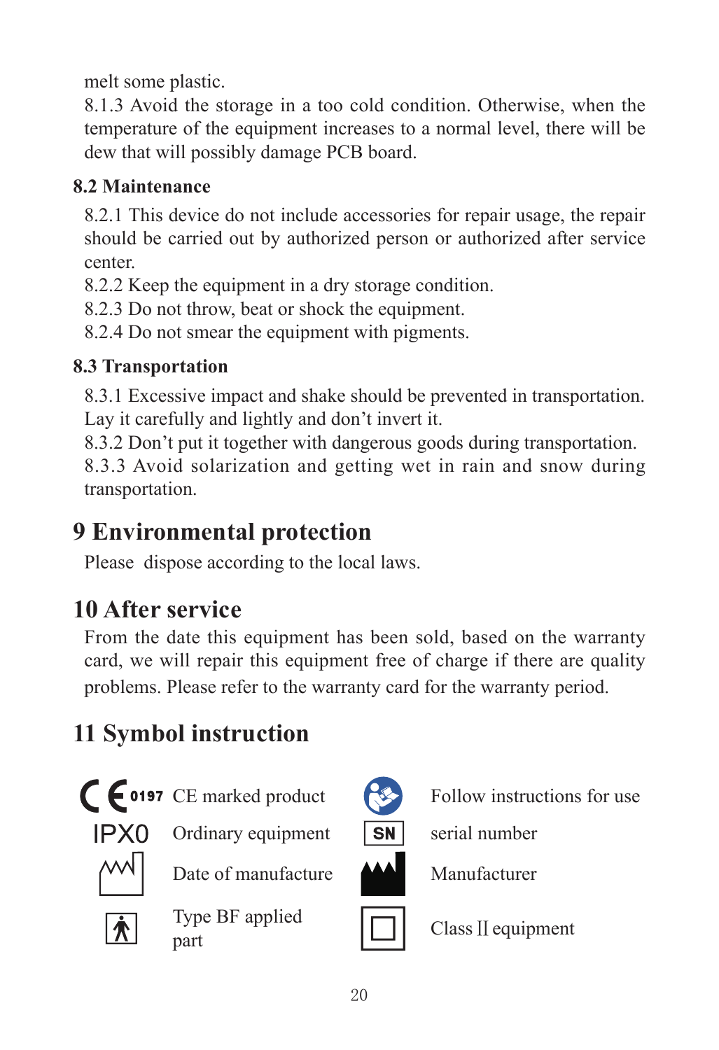melt some plastic.

8.1.3 Avoid the storage in a too cold condition. Otherwise, when the temperature of the equipment increases to a normal level, there will be dew that will possibly damage PCB board.

### 8.2 Maintenance

8.2.1 This device do not include accessories for repair usage, the repair should be carried out by authorized person or authorized after service center.

8.2.2 Keep the equipment in a dry storage condition.

8.2.3 Do not throw, beat or shock the equipment.

8.2.4 Do not smear the equipment with pigments.

### 8.3 Transportation

8.3.1 Excessive impact and shake should be prevented in transportation. Lay it carefully and lightly and don't invert it.

8.3.2 Don't put it together with dangerous goods during transportation.

8.3.3 Avoid solarization and getting wet in rain and snow during transportation.

## 9 Environmental protection

Please dispose according to the local laws.

## 10 After service

From the date this equipment has been sold, based on the warranty card, we will repair this equipment free of charge if there are quality problems. Please refer to the warranty card for the warranty period.

## 11 Symbol instruction

| Symbol | Meaning | Symbol | Meaning |
|---|---|---|---|
| CE 0197 | CE marked product | | Follow instructions for use |
| IPX0 | Ordinary equipment | SN | serial number |
| | Date of manufacture | | Manufacturer |
| | Type BF applied part | | Class II equipment |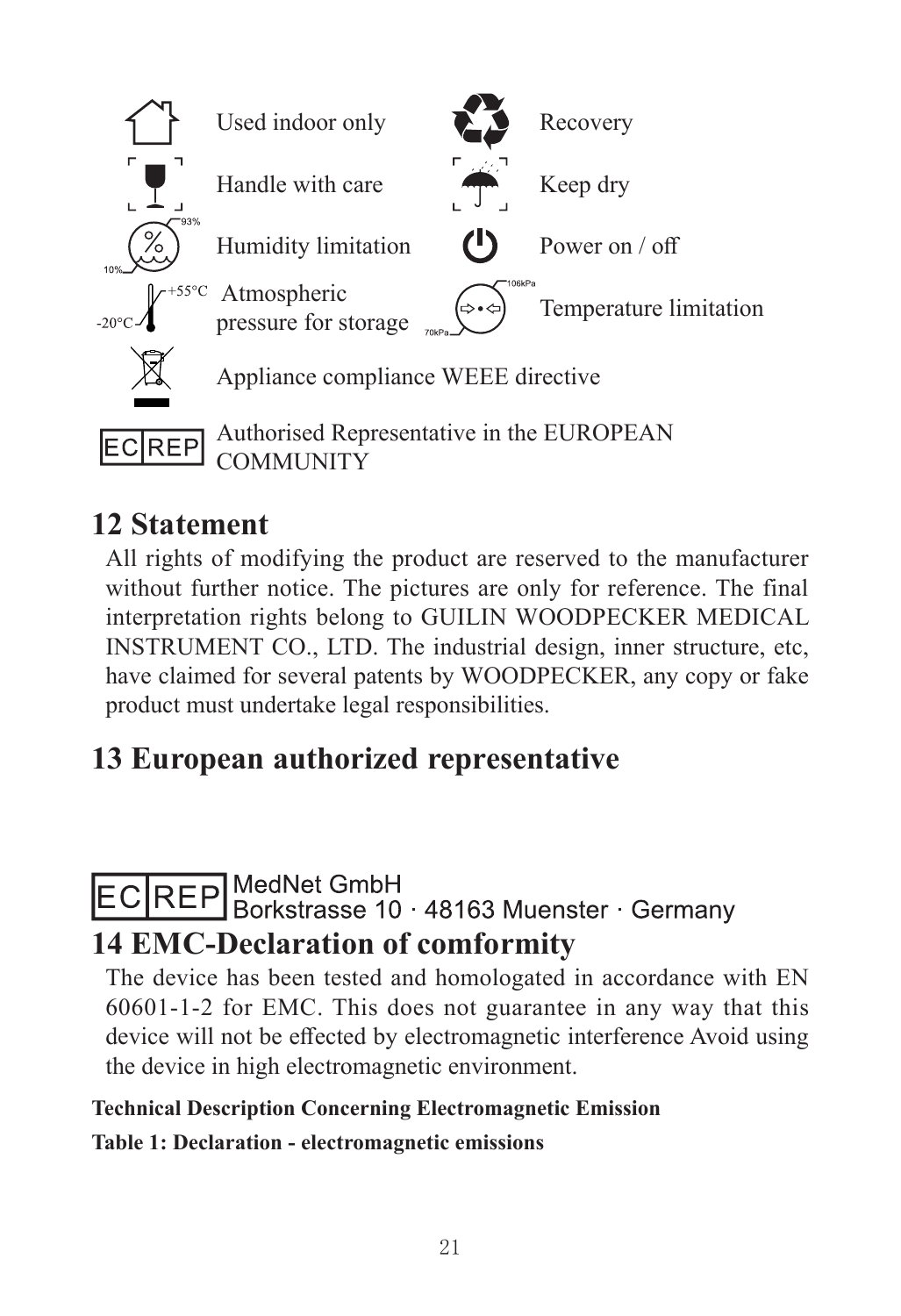| Symbol | Meaning | Symbol | Meaning |
| --- | --- | --- | --- |
| | Used indoor only | | Recovery |
| | Handle with care | | Keep dry |
| 10% / 93% | Humidity limitation | | Power on / off |
| -20°C / +55°C | Atmospheric pressure for storage | 70kPa / 106kPa | Temperature limitation |
| | Appliance compliance WEEE directive | | |
| EC REP | Authorised Representative in the EUROPEAN COMMUNITY | | |

## 12 Statement

All rights of modifying the product are reserved to the manufacturer without further notice. The pictures are only for reference. The final interpretation rights belong to GUILIN WOODPECKER MEDICAL INSTRUMENT CO., LTD. The industrial design, inner structure, etc, have claimed for several patents by WOODPECKER, any copy or fake product must undertake legal responsibilities.

## 13 European authorized representative

EC REP MedNet GmbH
Borkstrasse 10 · 48163 Muenster · Germany

## 14 EMC-Declaration of comformity

The device has been tested and homologated in accordance with EN 60601-1-2 for EMC. This does not guarantee in any way that this device will not be effected by electromagnetic interference Avoid using the device in high electromagnetic environment.

**Technical Description Concerning Electromagnetic Emission**

**Table 1: Declaration - electromagnetic emissions**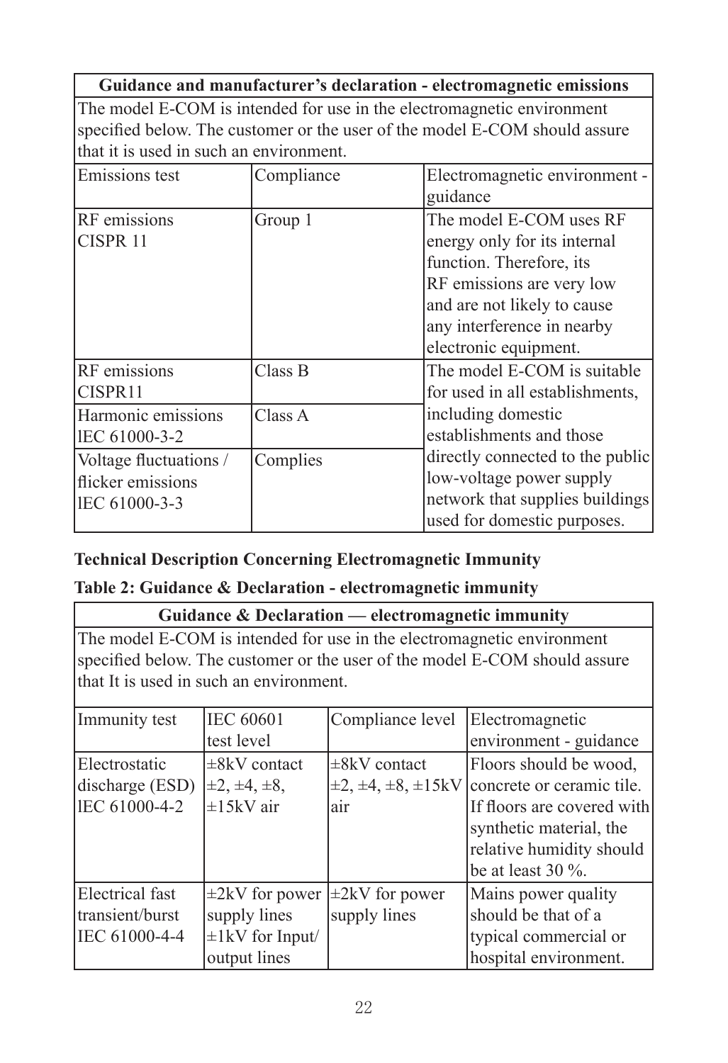| Guidance and manufacturer's declaration - electromagnetic emissions | | |
|---|---|---|
| The model E-COM is intended for use in the electromagnetic environment specified below. The customer or the user of the model E-COM should assure that it is used in such an environment. | | |
| Emissions test | Compliance | Electromagnetic environment - guidance |
| RF emissions CISPR 11 | Group 1 | The model E-COM uses RF energy only for its internal function. Therefore, its RF emissions are very low and are not likely to cause any interference in nearby electronic equipment. |
| RF emissions CISPR11 | Class B | The model E-COM is suitable for used in all establishments, including domestic establishments and those directly connected to the public low-voltage power supply network that supplies buildings used for domestic purposes. |
| Harmonic emissions lEC 61000-3-2 | Class A | |
| Voltage fluctuations / flicker emissions lEC 61000-3-3 | Complies | |

**Technical Description Concerning Electromagnetic Immunity**

**Table 2: Guidance & Declaration - electromagnetic immunity**

| Guidance & Declaration — electromagnetic immunity | | | |
|---|---|---|---|
| The model E-COM is intended for use in the electromagnetic environment specified below. The customer or the user of the model E-COM should assure that It is used in such an environment. | | | |
| Immunity test | IEC 60601 test level | Compliance level | Electromagnetic environment - guidance |
| Electrostatic discharge (ESD) lEC 61000-4-2 | ±8kV contact ±2, ±4, ±8, ±15kV air | ±8kV contact ±2, ±4, ±8, ±15kV air | Floors should be wood, concrete or ceramic tile. If floors are covered with synthetic material, the relative humidity should be at least 30 %. |
| Electrical fast transient/burst IEC 61000-4-4 | ±2kV for power supply lines ±1kV for Input/ output lines | ±2kV for power supply lines | Mains power quality should be that of a typical commercial or hospital environment. |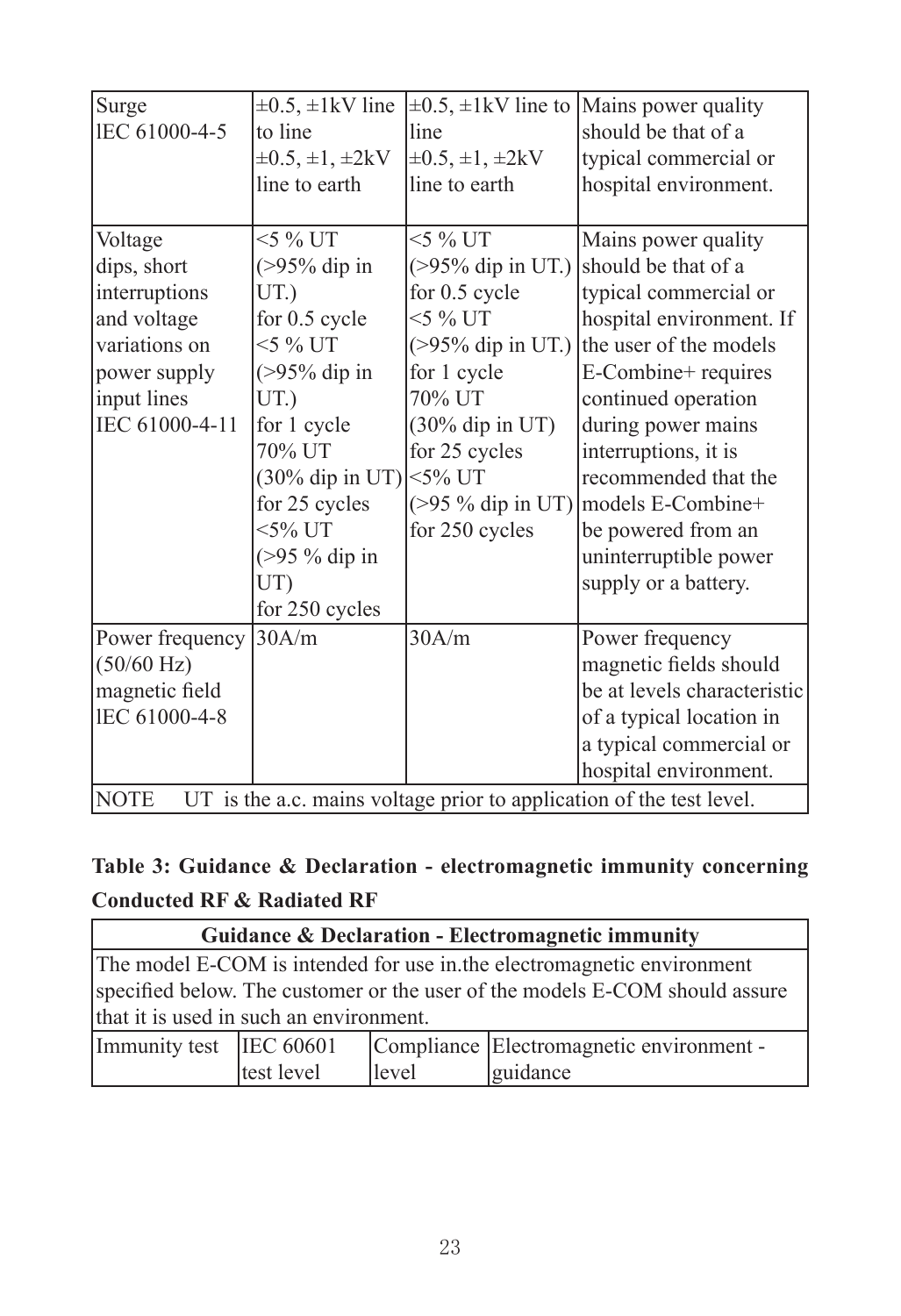| Surge<br>lEC 61000-4-5 | ±0.5, ±1kV line to line<br>±0.5, ±1, ±2kV line to earth | ±0.5, ±1kV line to line<br>±0.5, ±1, ±2kV line to earth | Mains power quality should be that of a typical commercial or hospital environment. |
|---|---|---|---|
| Voltage dips, short interruptions and voltage variations on power supply input lines IEC 61000-4-11 | <5 % UT (>95% dip in UT.) for 0.5 cycle<br><5 % UT (>95% dip in UT.) for 1 cycle<br>70% UT (30% dip in UT) for 25 cycles<br><5% UT (>95 % dip in UT) for 250 cycles | <5 % UT (>95% dip in UT.) for 0.5 cycle<br><5 % UT (>95% dip in UT.) for 1 cycle<br>70% UT (30% dip in UT) for 25 cycles<br><5% UT (>95 % dip in UT) for 250 cycles | Mains power quality should be that of a typical commercial or hospital environment. If the user of the models E-Combine+ requires continued operation during power mains interruptions, it is recommended that the models E-Combine+ be powered from an uninterruptible power supply or a battery. |
| Power frequency (50/60 Hz) magnetic field lEC 61000-4-8 | 30A/m | 30A/m | Power frequency magnetic fields should be at levels characteristic of a typical location in a typical commercial or hospital environment. |
| NOTE UT is the a.c. mains voltage prior to application of the test level. | | | |

**Table 3: Guidance & Declaration - electromagnetic immunity concerning Conducted RF & Radiated RF**

| Guidance & Declaration - Electromagnetic immunity | | | |
|---|---|---|---|
| The model E-COM is intended for use in.the electromagnetic environment specified below. The customer or the user of the models E-COM should assure that it is used in such an environment. | | | |
| Immunity test | IEC 60601 test level | Compliance level | Electromagnetic environment - guidance |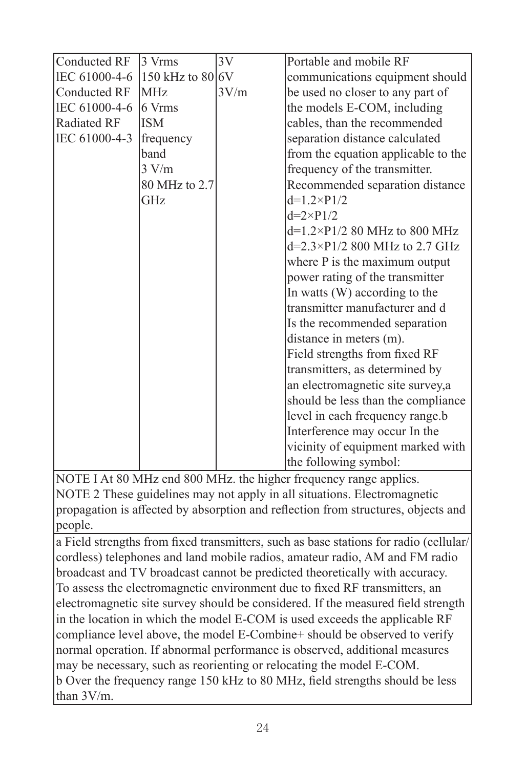| | | | |
|---|---|---|---|
| Conducted RF<br>lEC 61000-4-6<br>Conducted RF<br>lEC 61000-4-6<br>Radiated RF<br>lEC 61000-4-3 | 3 Vrms<br>150 kHz to 80 MHz<br>6 Vrms<br>ISM frequency band<br>3 V/m<br>80 MHz to 2.7 GHz | 3V<br>6V<br>3V/m | Portable and mobile RF communications equipment should be used no closer to any part of the models E-COM, including cables, than the recommended separation distance calculated from the equation applicable to the frequency of the transmitter.<br>Recommended separation distance<br>d=1.2×P1/2<br>d=2×P1/2<br>d=1.2×P1/2 80 MHz to 800 MHz<br>d=2.3×P1/2 800 MHz to 2.7 GHz<br>where P is the maximum output power rating of the transmitter In watts (W) according to the transmitter manufacturer and d Is the recommended separation distance in meters (m).<br>Field strengths from fixed RF transmitters, as determined by an electromagnetic site survey,a should be less than the compliance level in each frequency range.b<br>Interference may occur In the vicinity of equipment marked with the following symbol: |

NOTE I At 80 MHz end 800 MHz. the higher frequency range applies.
NOTE 2 These guidelines may not apply in all situations. Electromagnetic propagation is affected by absorption and reflection from structures, objects and people.

a Field strengths from fixed transmitters, such as base stations for radio (cellular/cordless) telephones and land mobile radios, amateur radio, AM and FM radio broadcast and TV broadcast cannot be predicted theoretically with accuracy. To assess the electromagnetic environment due to fixed RF transmitters, an electromagnetic site survey should be considered. If the measured field strength in the location in which the model E-COM is used exceeds the applicable RF compliance level above, the model E-Combine+ should be observed to verify normal operation. If abnormal performance is observed, additional measures may be necessary, such as reorienting or relocating the model E-COM.
b Over the frequency range 150 kHz to 80 MHz, field strengths should be less than 3V/m.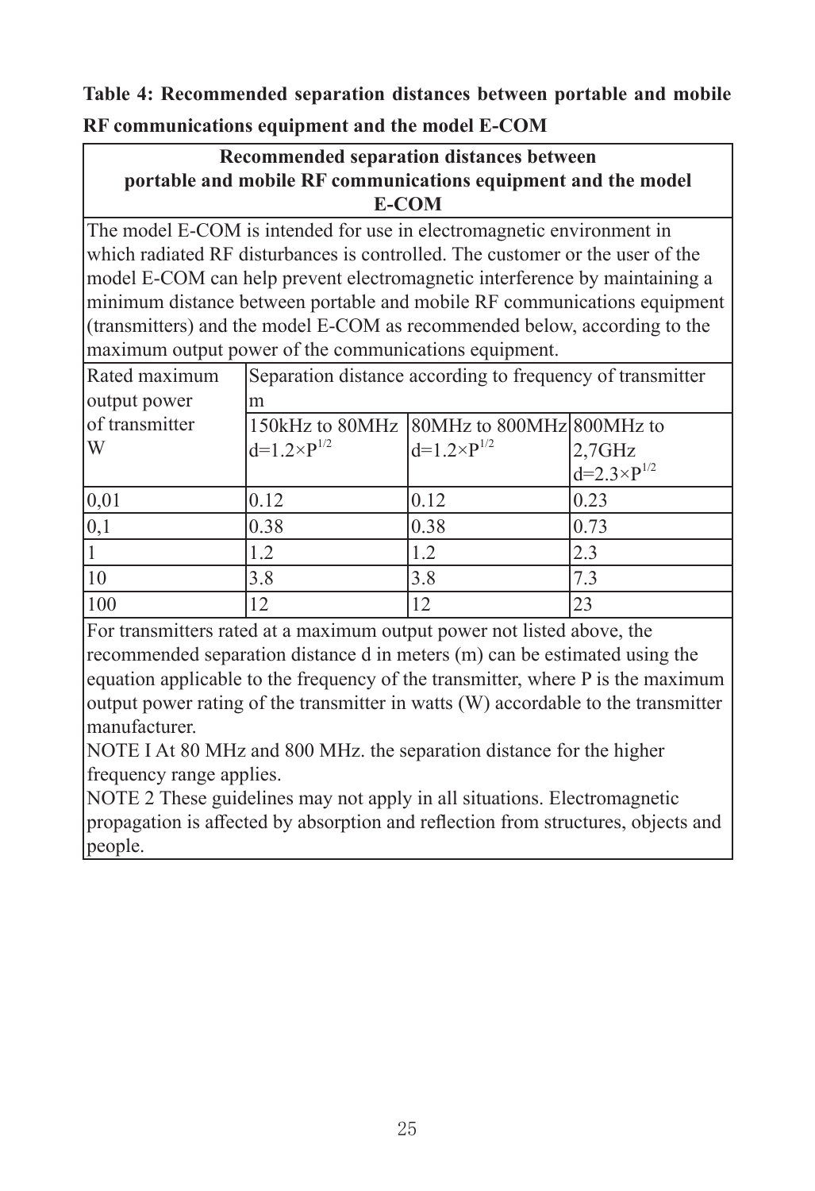**Table 4: Recommended separation distances between portable and mobile RF communications equipment and the model E-COM**

| **Recommended separation distances between portable and mobile RF communications equipment and the model E-COM** | | | |
|---|---|---|---|
| The model E-COM is intended for use in electromagnetic environment in which radiated RF disturbances is controlled. The customer or the user of the model E-COM can help prevent electromagnetic interference by maintaining a minimum distance between portable and mobile RF communications equipment (transmitters) and the model E-COM as recommended below, according to the maximum output power of the communications equipment. | | | |
| Rated maximum output power of transmitter W | Separation distance according to frequency of transmitter m | | |
| | 150kHz to 80MHz $d=1.2\times P^{1/2}$ | 80MHz to 800MHz $d=1.2\times P^{1/2}$ | 800MHz to 2,7GHz $d=2.3\times P^{1/2}$ |
| 0,01 | 0.12 | 0.12 | 0.23 |
| 0,1 | 0.38 | 0.38 | 0.73 |
| 1 | 1.2 | 1.2 | 2.3 |
| 10 | 3.8 | 3.8 | 7.3 |
| 100 | 12 | 12 | 23 |
| For transmitters rated at a maximum output power not listed above, the recommended separation distance d in meters (m) can be estimated using the equation applicable to the frequency of the transmitter, where P is the maximum output power rating of the transmitter in watts (W) accordable to the transmitter manufacturer.<br>NOTE I At 80 MHz and 800 MHz. the separation distance for the higher frequency range applies.<br>NOTE 2 These guidelines may not apply in all situations. Electromagnetic propagation is affected by absorption and reflection from structures, objects and people. | | | |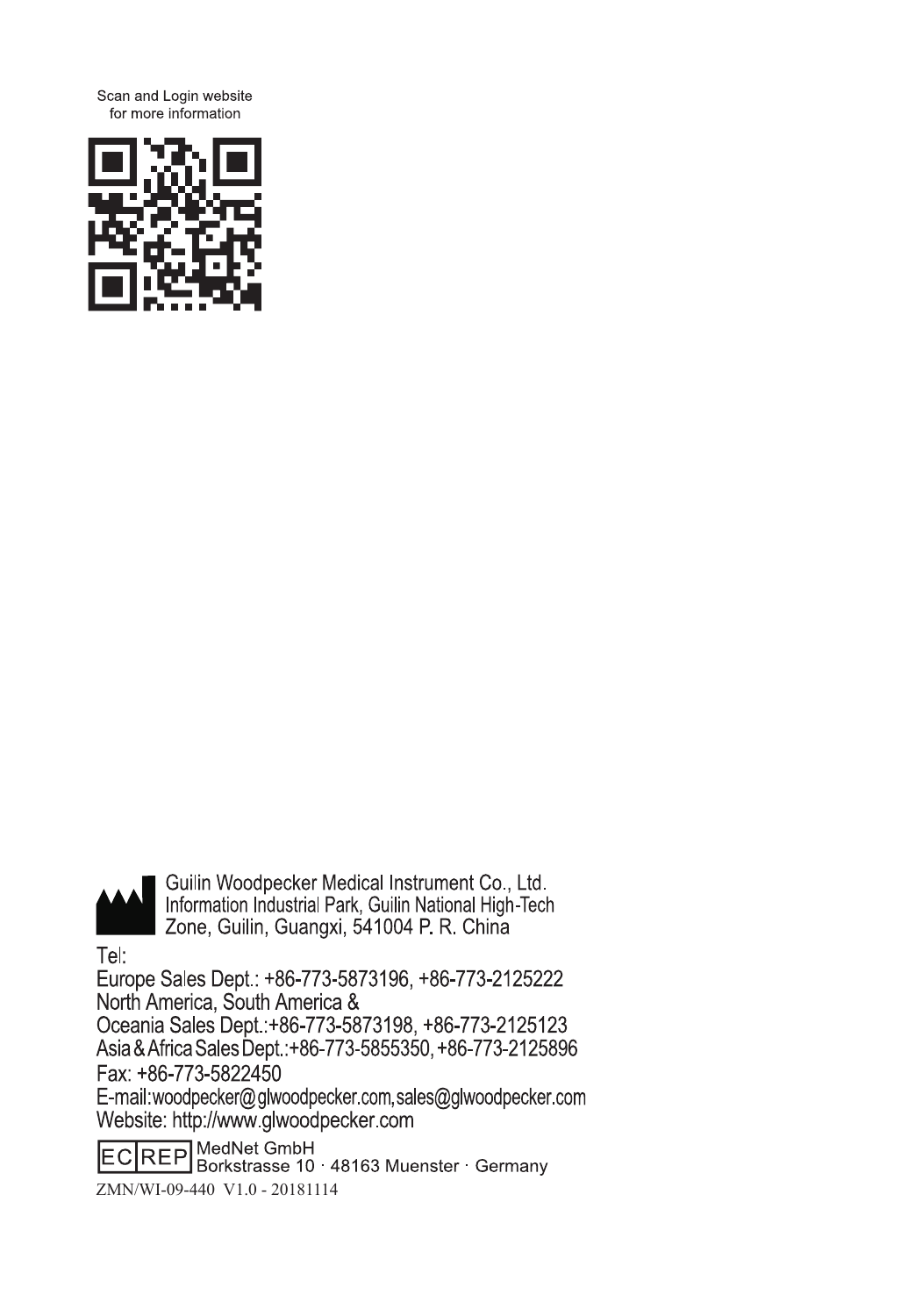Scan and Login website
for more information

Guilin Woodpecker Medical Instrument Co., Ltd.
Information Industrial Park, Guilin National High-Tech
Zone, Guilin, Guangxi, 541004 P. R. China

Tel:
Europe Sales Dept.: +86-773-5873196, +86-773-2125222
North America, South America &
Oceania Sales Dept.:+86-773-5873198, +86-773-2125123
Asia & Africa Sales Dept.:+86-773-5855350, +86-773-2125896
Fax: +86-773-5822450
E-mail:woodpecker@glwoodpecker.com, sales@glwoodpecker.com
Website: http://www.glwoodpecker.com

EC REP MedNet GmbH
Borkstrasse 10 · 48163 Muenster · Germany

ZMN/WI-09-440 V1.0 - 20181114